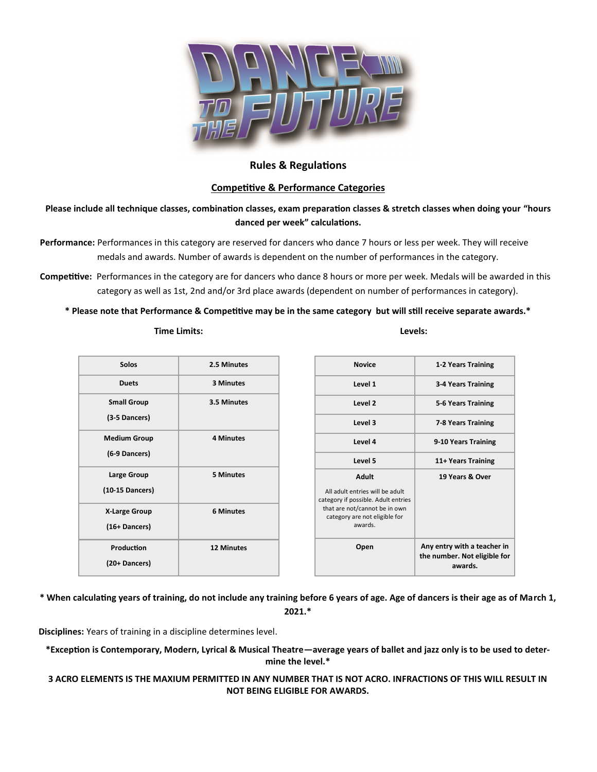# DANCE TO THE FUTURE

## Rules & Regulations

### Competitive & Performance Categories

**Please include all technique classes, combination classes, exam preparation classes & stretch classes when doing your "hours danced per week" calculations.**

**Performance:** Performances in this category are reserved for dancers who dance 7 hours or less per week. They will receive medals and awards. Number of awards is dependent on the number of performances in the category.

**Competitive:** Performances in the category are for dancers who dance 8 hours or more per week. Medals will be awarded in this category as well as 1st, 2nd and/or 3rd place awards (dependent on number of performances in category).

**\* Please note that Performance & Competitive may be in the same category but will still receive separate awards.\***

**Time Limits:**

| Solos | 2.5 Minutes |
|---|---|
| Duets | 3 Minutes |
| Small Group (3-5 Dancers) | 3.5 Minutes |
| Medium Group (6-9 Dancers) | 4 Minutes |
| Large Group (10-15 Dancers) | 5 Minutes |
| X-Large Group (16+ Dancers) | 6 Minutes |
| Production (20+ Dancers) | 12 Minutes |

**Levels:**

| Novice | 1-2 Years Training |
|---|---|
| Level 1 | 3-4 Years Training |
| Level 2 | 5-6 Years Training |
| Level 3 | 7-8 Years Training |
| Level 4 | 9-10 Years Training |
| Level 5 | 11+ Years Training |
| Adult<br>All adult entries will be adult category if possible. Adult entries that are not/cannot be in own category are not eligible for awards. | 19 Years & Over |
| Open | Any entry with a teacher in the number. Not eligible for awards. |

**\* When calculating years of training, do not include any training before 6 years of age. Age of dancers is their age as of March 1, 2021.\***

**Disciplines:** Years of training in a discipline determines level.

**\*Exception is Contemporary, Modern, Lyrical & Musical Theatre—average years of ballet and jazz only is to be used to determine the level.\***

**3 ACRO ELEMENTS IS THE MAXIUM PERMITTED IN ANY NUMBER THAT IS NOT ACRO. INFRACTIONS OF THIS WILL RESULT IN NOT BEING ELIGIBLE FOR AWARDS.**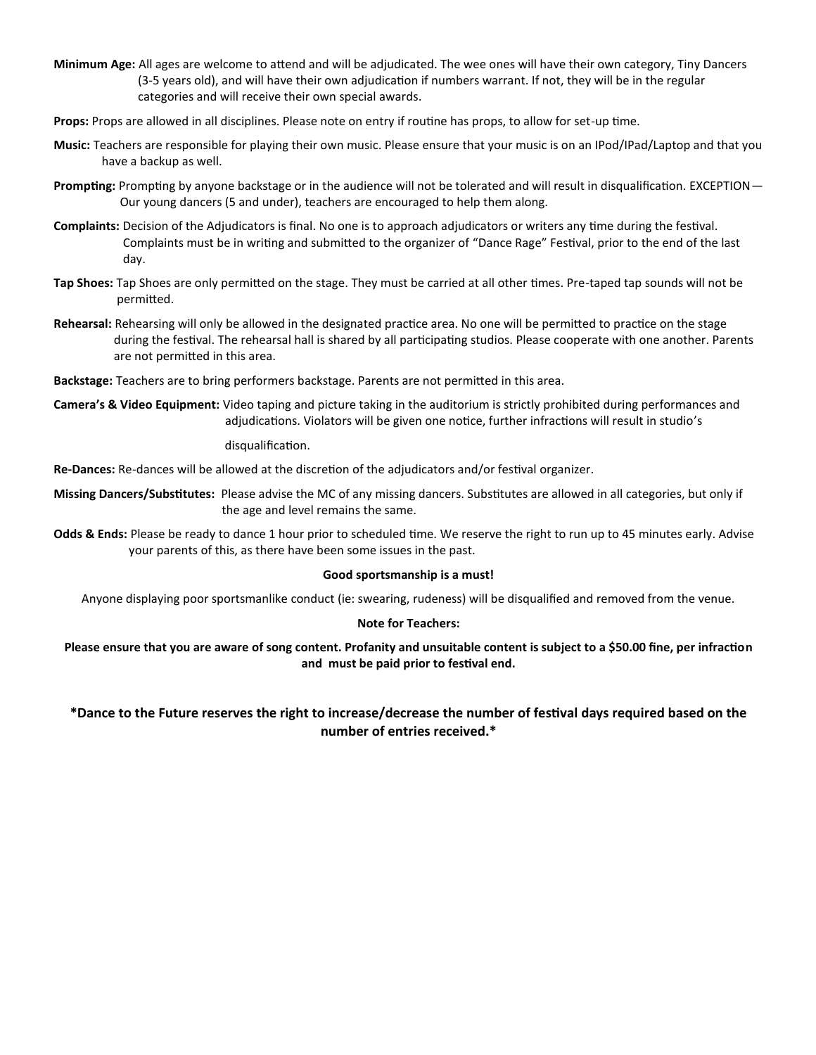**Minimum Age:** All ages are welcome to attend and will be adjudicated. The wee ones will have their own category, Tiny Dancers (3-5 years old), and will have their own adjudication if numbers warrant. If not, they will be in the regular categories and will receive their own special awards.

**Props:** Props are allowed in all disciplines. Please note on entry if routine has props, to allow for set-up time.

**Music:** Teachers are responsible for playing their own music. Please ensure that your music is on an IPod/IPad/Laptop and that you have a backup as well.

**Prompting:** Prompting by anyone backstage or in the audience will not be tolerated and will result in disqualification. EXCEPTION— Our young dancers (5 and under), teachers are encouraged to help them along.

**Complaints:** Decision of the Adjudicators is final. No one is to approach adjudicators or writers any time during the festival. Complaints must be in writing and submitted to the organizer of "Dance Rage" Festival, prior to the end of the last day.

**Tap Shoes:** Tap Shoes are only permitted on the stage. They must be carried at all other times. Pre-taped tap sounds will not be permitted.

**Rehearsal:** Rehearsing will only be allowed in the designated practice area. No one will be permitted to practice on the stage during the festival. The rehearsal hall is shared by all participating studios. Please cooperate with one another. Parents are not permitted in this area.

**Backstage:** Teachers are to bring performers backstage. Parents are not permitted in this area.

**Camera's & Video Equipment:** Video taping and picture taking in the auditorium is strictly prohibited during performances and adjudications. Violators will be given one notice, further infractions will result in studio's disqualification.

**Re-Dances:** Re-dances will be allowed at the discretion of the adjudicators and/or festival organizer.

**Missing Dancers/Substitutes:** Please advise the MC of any missing dancers. Substitutes are allowed in all categories, but only if the age and level remains the same.

**Odds & Ends:** Please be ready to dance 1 hour prior to scheduled time. We reserve the right to run up to 45 minutes early. Advise your parents of this, as there have been some issues in the past.

**Good sportsmanship is a must!**

Anyone displaying poor sportsmanlike conduct (ie: swearing, rudeness) will be disqualified and removed from the venue.

**Note for Teachers:**

**Please ensure that you are aware of song content. Profanity and unsuitable content is subject to a $50.00 fine, per infraction and must be paid prior to festival end.**

**\*Dance to the Future reserves the right to increase/decrease the number of festival days required based on the number of entries received.\***